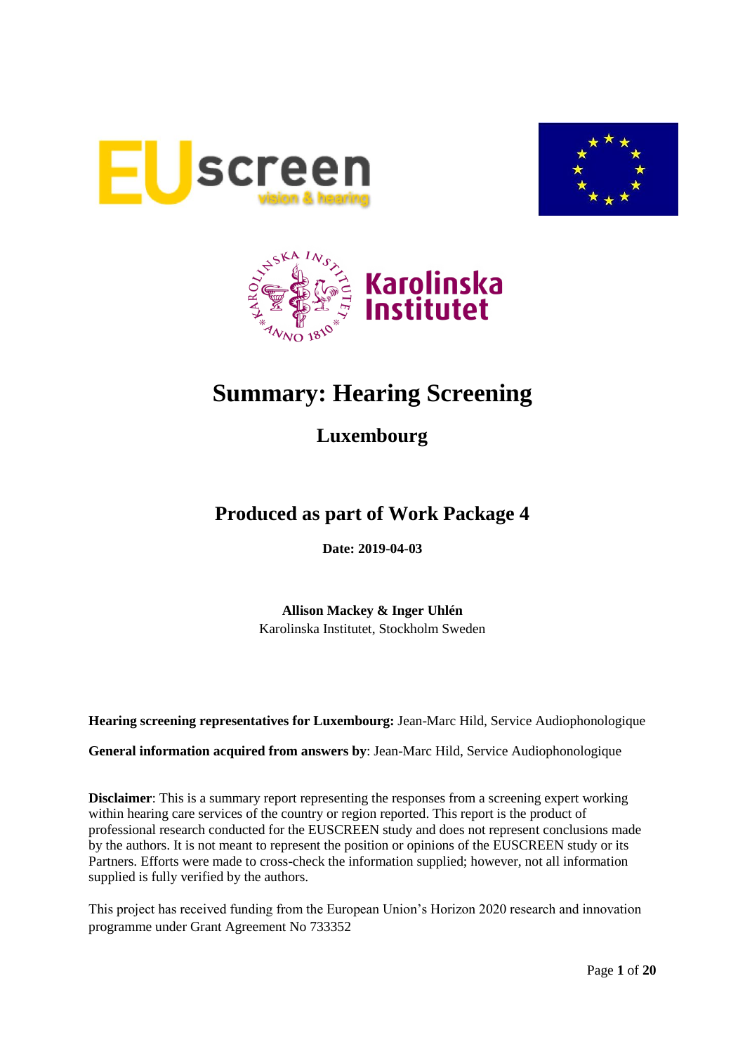# Summary: Hearing Screening

## Luxembourg

## Produced as part of Work Package 4

**Date: 2019-04-03**

**Allison Mackey & Inger Uhlén**
Karolinska Institutet, Stockholm Sweden

**Hearing screening representatives for Luxembourg:** Jean-Marc Hild, Service Audiophonologique

**General information acquired from answers by**: Jean-Marc Hild, Service Audiophonologique

**Disclaimer**: This is a summary report representing the responses from a screening expert working within hearing care services of the country or region reported. This report is the product of professional research conducted for the EUSCREEN study and does not represent conclusions made by the authors. It is not meant to represent the position or opinions of the EUSCREEN study or its Partners. Efforts were made to cross-check the information supplied; however, not all information supplied is fully verified by the authors.

This project has received funding from the European Union's Horizon 2020 research and innovation programme under Grant Agreement No 733352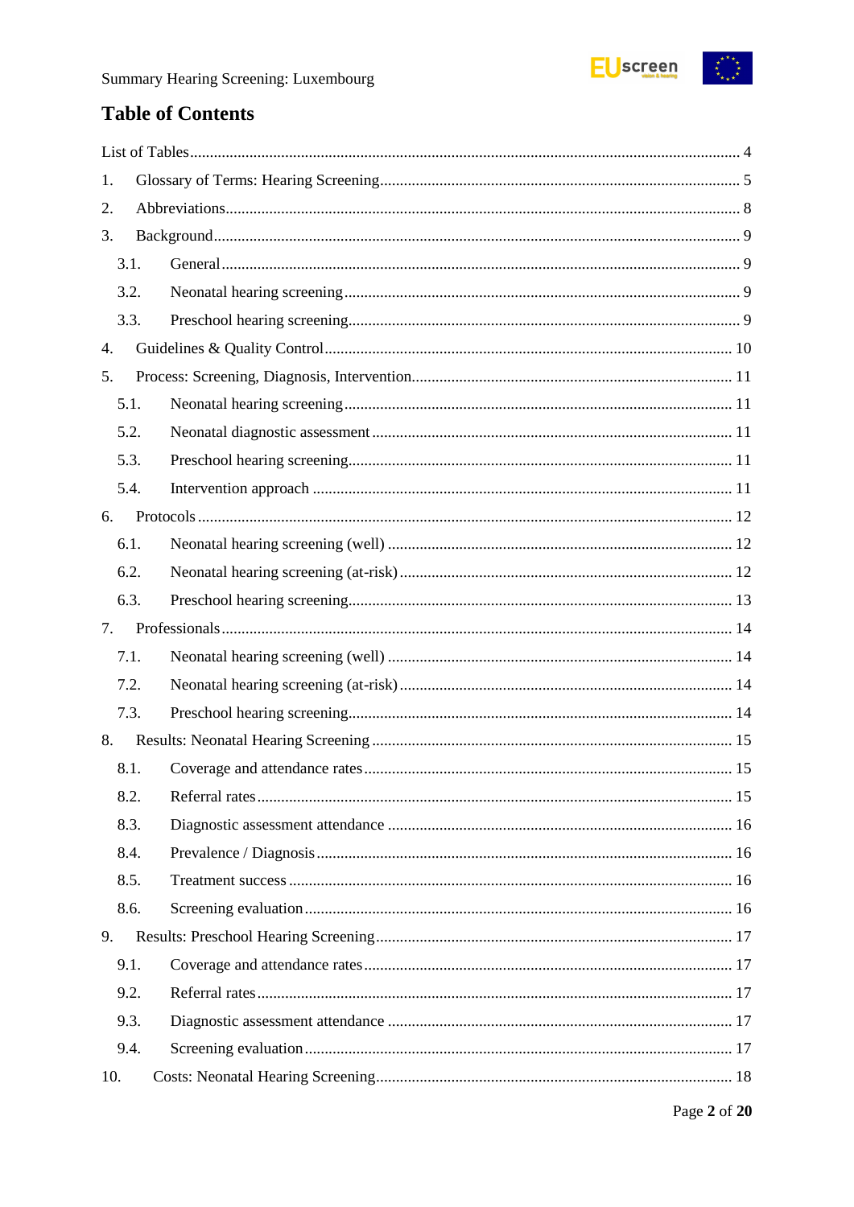## Table of Contents

- List of Tables ........ 4
- 1. Glossary of Terms: Hearing Screening ........ 5
- 2. Abbreviations ........ 8
- 3. Background ........ 9
  - 3.1. General ........ 9
  - 3.2. Neonatal hearing screening ........ 9
  - 3.3. Preschool hearing screening ........ 9
- 4. Guidelines & Quality Control ........ 10
- 5. Process: Screening, Diagnosis, Intervention ........ 11
  - 5.1. Neonatal hearing screening ........ 11
  - 5.2. Neonatal diagnostic assessment ........ 11
  - 5.3. Preschool hearing screening ........ 11
  - 5.4. Intervention approach ........ 11
- 6. Protocols ........ 12
  - 6.1. Neonatal hearing screening (well) ........ 12
  - 6.2. Neonatal hearing screening (at-risk) ........ 12
  - 6.3. Preschool hearing screening ........ 13
- 7. Professionals ........ 14
  - 7.1. Neonatal hearing screening (well) ........ 14
  - 7.2. Neonatal hearing screening (at-risk) ........ 14
  - 7.3. Preschool hearing screening ........ 14
- 8. Results: Neonatal Hearing Screening ........ 15
  - 8.1. Coverage and attendance rates ........ 15
  - 8.2. Referral rates ........ 15
  - 8.3. Diagnostic assessment attendance ........ 16
  - 8.4. Prevalence / Diagnosis ........ 16
  - 8.5. Treatment success ........ 16
  - 8.6. Screening evaluation ........ 16
- 9. Results: Preschool Hearing Screening ........ 17
  - 9.1. Coverage and attendance rates ........ 17
  - 9.2. Referral rates ........ 17
  - 9.3. Diagnostic assessment attendance ........ 17
  - 9.4. Screening evaluation ........ 17
- 10. Costs: Neonatal Hearing Screening ........ 18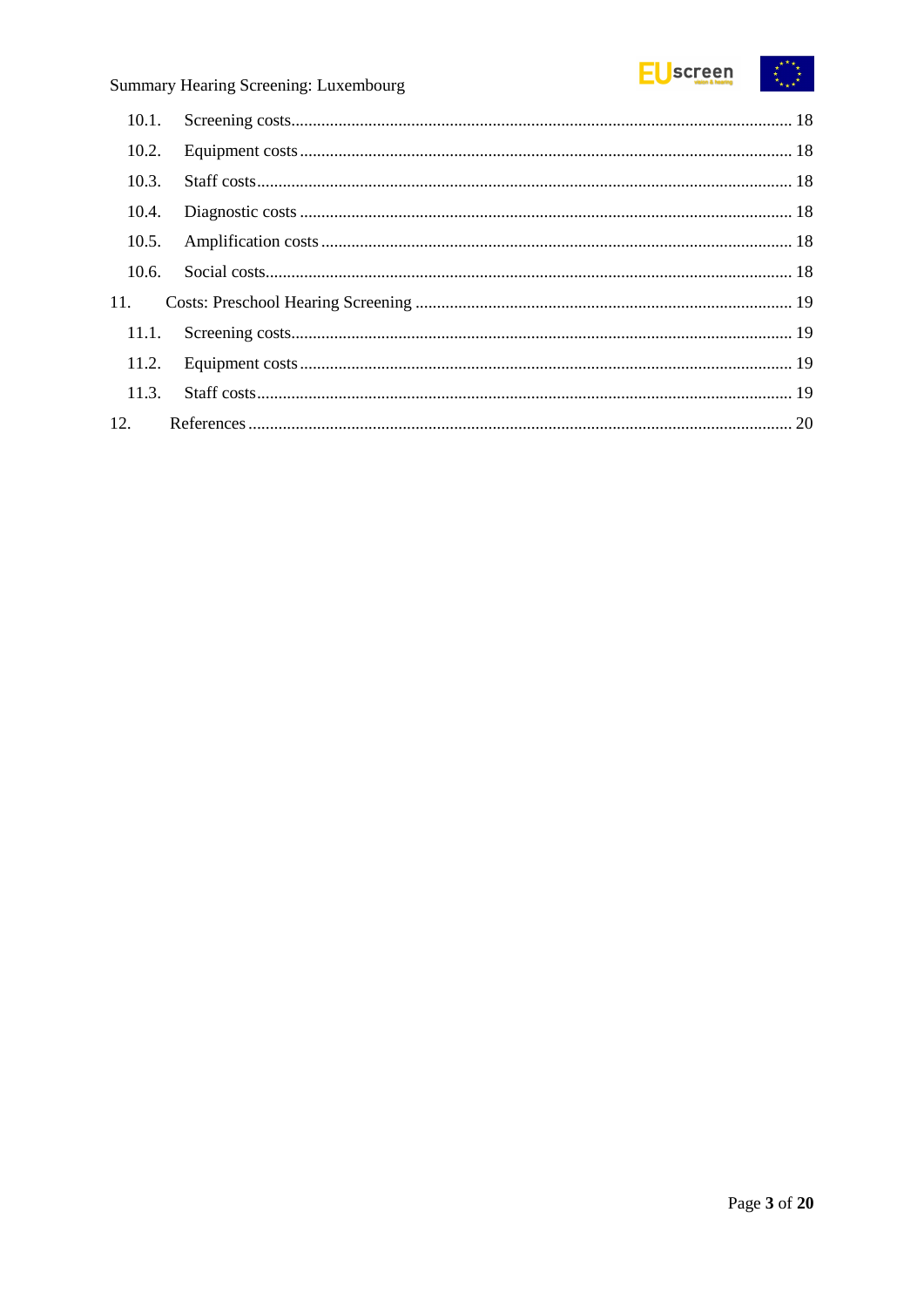10.1. Screening costs .......... 18

10.2. Equipment costs .......... 18

10.3. Staff costs .......... 18

10.4. Diagnostic costs .......... 18

10.5. Amplification costs .......... 18

10.6. Social costs .......... 18

11. Costs: Preschool Hearing Screening .......... 19

11.1. Screening costs .......... 19

11.2. Equipment costs .......... 19

11.3. Staff costs .......... 19

12. References .......... 20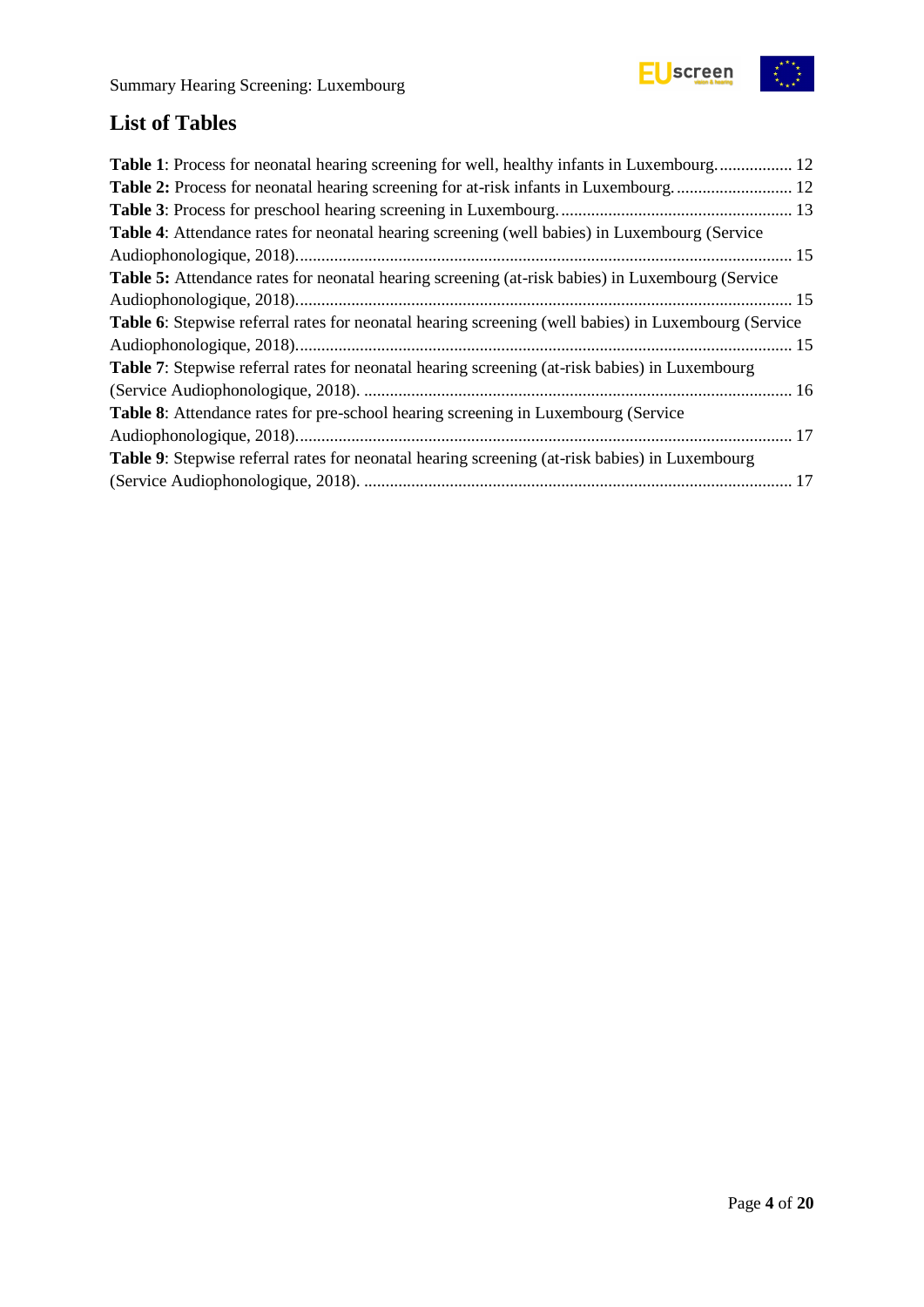## List of Tables

**Table 1**: Process for neonatal hearing screening for well, healthy infants in Luxembourg. 12
**Table 2:** Process for neonatal hearing screening for at-risk infants in Luxembourg. 12
**Table 3**: Process for preschool hearing screening in Luxembourg. 13
**Table 4**: Attendance rates for neonatal hearing screening (well babies) in Luxembourg (Service Audiophonologique, 2018). 15
**Table 5:** Attendance rates for neonatal hearing screening (at-risk babies) in Luxembourg (Service Audiophonologique, 2018). 15
**Table 6**: Stepwise referral rates for neonatal hearing screening (well babies) in Luxembourg (Service Audiophonologique, 2018). 15
**Table 7**: Stepwise referral rates for neonatal hearing screening (at-risk babies) in Luxembourg (Service Audiophonologique, 2018). 16
**Table 8**: Attendance rates for pre-school hearing screening in Luxembourg (Service Audiophonologique, 2018). 17
**Table 9**: Stepwise referral rates for neonatal hearing screening (at-risk babies) in Luxembourg (Service Audiophonologique, 2018). 17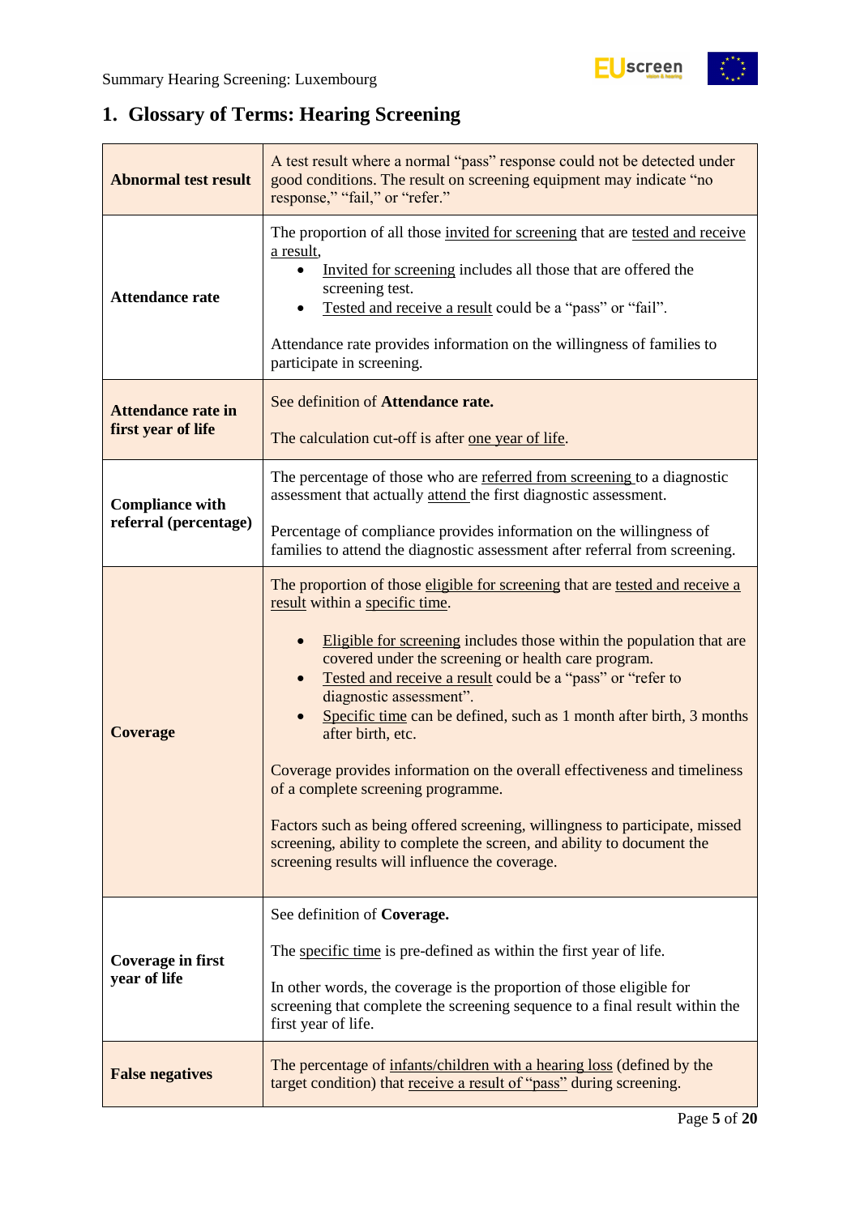# 1. Glossary of Terms: Hearing Screening

| | |
|---|---|
| **Abnormal test result** | A test result where a normal "pass" response could not be detected under good conditions. The result on screening equipment may indicate "no response," "fail," or "refer." |
| **Attendance rate** | The proportion of all those invited for screening that are tested and receive a result,<br>• Invited for screening includes all those that are offered the screening test.<br>• Tested and receive a result could be a "pass" or "fail".<br><br>Attendance rate provides information on the willingness of families to participate in screening. |
| **Attendance rate in first year of life** | See definition of **Attendance rate.**<br><br>The calculation cut-off is after one year of life. |
| **Compliance with referral (percentage)** | The percentage of those who are referred from screening to a diagnostic assessment that actually attend the first diagnostic assessment.<br><br>Percentage of compliance provides information on the willingness of families to attend the diagnostic assessment after referral from screening. |
| **Coverage** | The proportion of those eligible for screening that are tested and receive a result within a specific time.<br><br>• Eligible for screening includes those within the population that are covered under the screening or health care program.<br>• Tested and receive a result could be a "pass" or "refer to diagnostic assessment".<br>• Specific time can be defined, such as 1 month after birth, 3 months after birth, etc.<br><br>Coverage provides information on the overall effectiveness and timeliness of a complete screening programme.<br><br>Factors such as being offered screening, willingness to participate, missed screening, ability to complete the screen, and ability to document the screening results will influence the coverage. |
| **Coverage in first year of life** | See definition of **Coverage.**<br><br>The specific time is pre-defined as within the first year of life.<br><br>In other words, the coverage is the proportion of those eligible for screening that complete the screening sequence to a final result within the first year of life. |
| **False negatives** | The percentage of infants/children with a hearing loss (defined by the target condition) that receive a result of "pass" during screening. |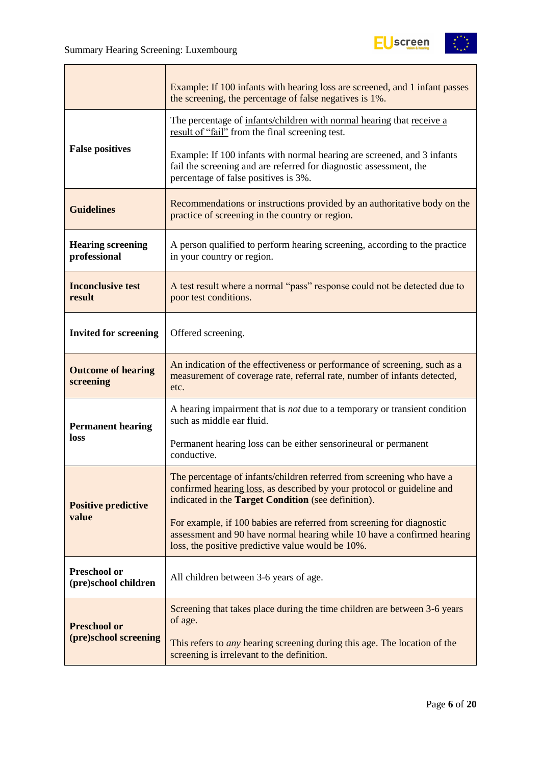| | |
|---|---|
| | Example: If 100 infants with hearing loss are screened, and 1 infant passes the screening, the percentage of false negatives is 1%. |
| **False positives** | The percentage of infants/children with normal hearing that receive a result of "fail" from the final screening test.<br><br>Example: If 100 infants with normal hearing are screened, and 3 infants fail the screening and are referred for diagnostic assessment, the percentage of false positives is 3%. |
| **Guidelines** | Recommendations or instructions provided by an authoritative body on the practice of screening in the country or region. |
| **Hearing screening professional** | A person qualified to perform hearing screening, according to the practice in your country or region. |
| **Inconclusive test result** | A test result where a normal "pass" response could not be detected due to poor test conditions. |
| **Invited for screening** | Offered screening. |
| **Outcome of hearing screening** | An indication of the effectiveness or performance of screening, such as a measurement of coverage rate, referral rate, number of infants detected, etc. |
| **Permanent hearing loss** | A hearing impairment that is *not* due to a temporary or transient condition such as middle ear fluid.<br><br>Permanent hearing loss can be either sensorineural or permanent conductive. |
| **Positive predictive value** | The percentage of infants/children referred from screening who have a confirmed hearing loss, as described by your protocol or guideline and indicated in the **Target Condition** (see definition).<br><br>For example, if 100 babies are referred from screening for diagnostic assessment and 90 have normal hearing while 10 have a confirmed hearing loss, the positive predictive value would be 10%. |
| **Preschool or (pre)school children** | All children between 3-6 years of age. |
| **Preschool or (pre)school screening** | Screening that takes place during the time children are between 3-6 years of age.<br><br>This refers to *any* hearing screening during this age. The location of the screening is irrelevant to the definition. |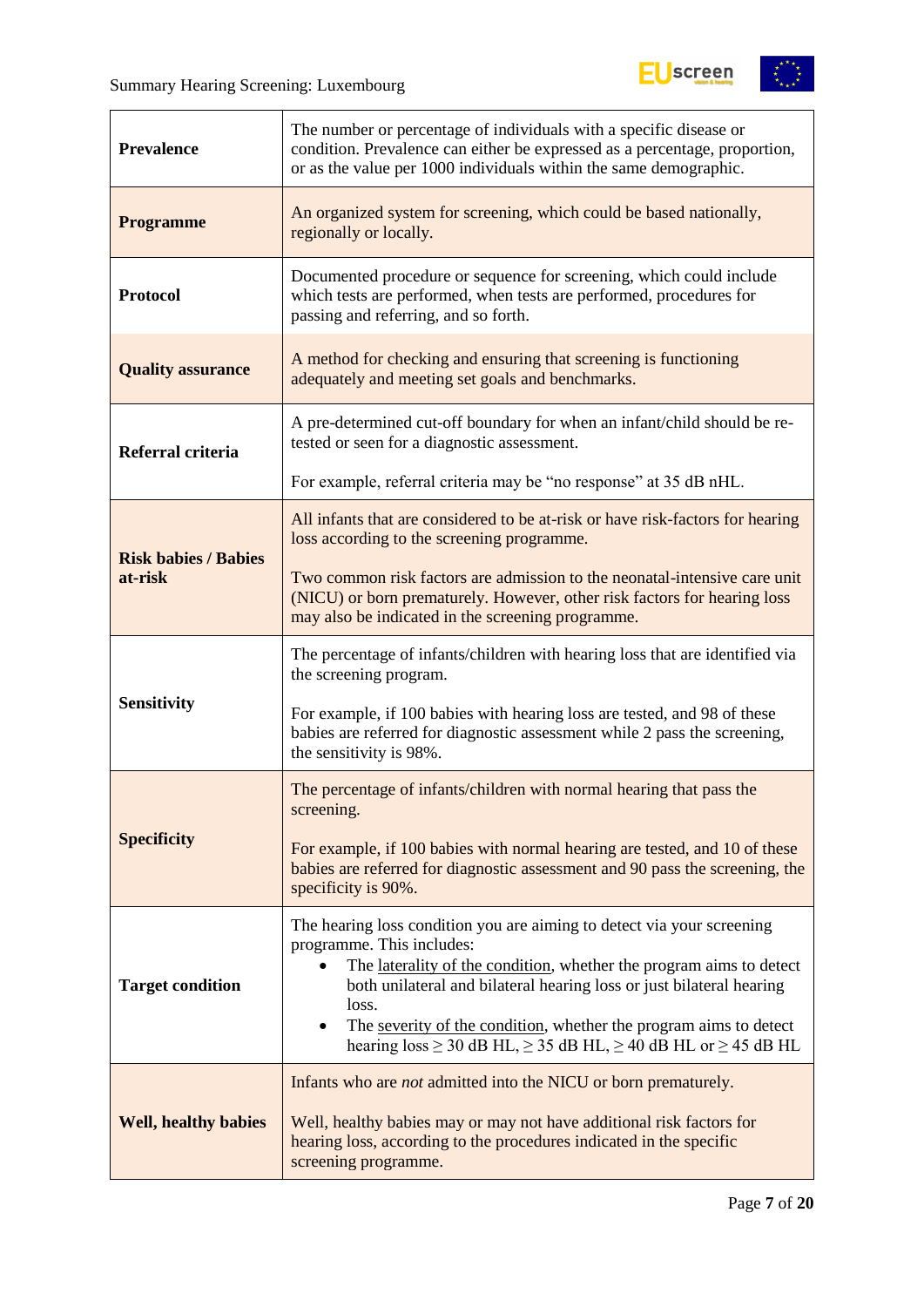| | |
|---|---|
| **Prevalence** | The number or percentage of individuals with a specific disease or condition. Prevalence can either be expressed as a percentage, proportion, or as the value per 1000 individuals within the same demographic. |
| **Programme** | An organized system for screening, which could be based nationally, regionally or locally. |
| **Protocol** | Documented procedure or sequence for screening, which could include which tests are performed, when tests are performed, procedures for passing and referring, and so forth. |
| **Quality assurance** | A method for checking and ensuring that screening is functioning adequately and meeting set goals and benchmarks. |
| **Referral criteria** | A pre-determined cut-off boundary for when an infant/child should be re-tested or seen for a diagnostic assessment.<br><br>For example, referral criteria may be “no response” at 35 dB nHL. |
| **Risk babies / Babies at-risk** | All infants that are considered to be at-risk or have risk-factors for hearing loss according to the screening programme.<br><br>Two common risk factors are admission to the neonatal-intensive care unit (NICU) or born prematurely. However, other risk factors for hearing loss may also be indicated in the screening programme. |
| **Sensitivity** | The percentage of infants/children with hearing loss that are identified via the screening program.<br><br>For example, if 100 babies with hearing loss are tested, and 98 of these babies are referred for diagnostic assessment while 2 pass the screening, the sensitivity is 98%. |
| **Specificity** | The percentage of infants/children with normal hearing that pass the screening.<br><br>For example, if 100 babies with normal hearing are tested, and 10 of these babies are referred for diagnostic assessment and 90 pass the screening, the specificity is 90%. |
| **Target condition** | The hearing loss condition you are aiming to detect via your screening programme. This includes:<br>• The laterality of the condition, whether the program aims to detect both unilateral and bilateral hearing loss or just bilateral hearing loss.<br>• The severity of the condition, whether the program aims to detect hearing loss ≥ 30 dB HL, ≥ 35 dB HL, ≥ 40 dB HL or ≥ 45 dB HL |
| **Well, healthy babies** | Infants who are *not* admitted into the NICU or born prematurely.<br><br>Well, healthy babies may or may not have additional risk factors for hearing loss, according to the procedures indicated in the specific screening programme. |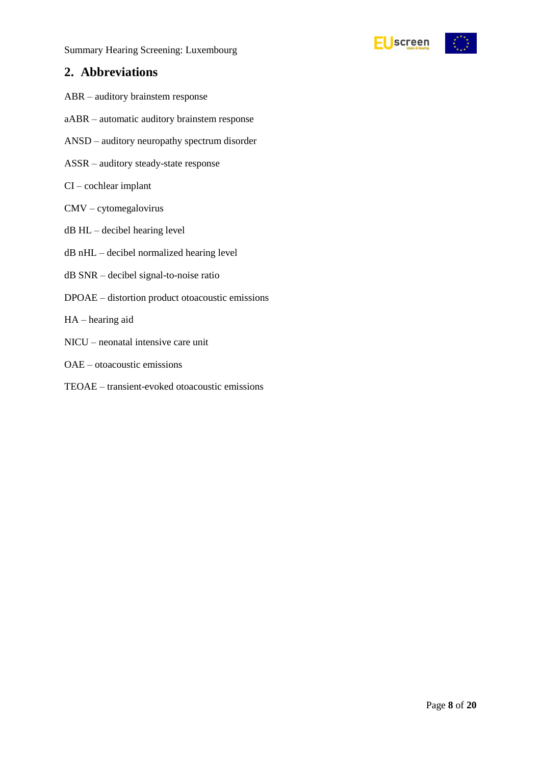## 2. Abbreviations

ABR – auditory brainstem response

aABR – automatic auditory brainstem response

ANSD – auditory neuropathy spectrum disorder

ASSR – auditory steady-state response

CI – cochlear implant

CMV – cytomegalovirus

dB HL – decibel hearing level

dB nHL – decibel normalized hearing level

dB SNR – decibel signal-to-noise ratio

DPOAE – distortion product otoacoustic emissions

HA – hearing aid

NICU – neonatal intensive care unit

OAE – otoacoustic emissions

TEOAE – transient-evoked otoacoustic emissions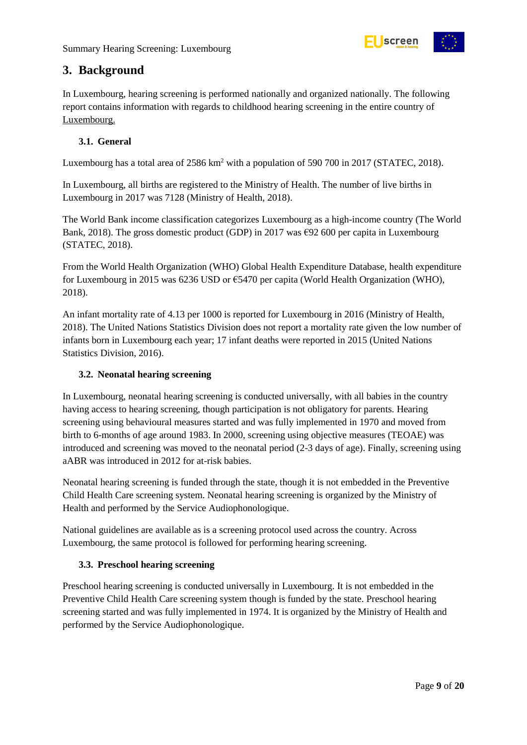# 3. Background

In Luxembourg, hearing screening is performed nationally and organized nationally. The following report contains information with regards to childhood hearing screening in the entire country of Luxembourg.

## 3.1. General

Luxembourg has a total area of 2586 km$^2$ with a population of 590 700 in 2017 (STATEC, 2018).

In Luxembourg, all births are registered to the Ministry of Health. The number of live births in Luxembourg in 2017 was 7128 (Ministry of Health, 2018).

The World Bank income classification categorizes Luxembourg as a high-income country (The World Bank, 2018). The gross domestic product (GDP) in 2017 was €92 600 per capita in Luxembourg (STATEC, 2018).

From the World Health Organization (WHO) Global Health Expenditure Database, health expenditure for Luxembourg in 2015 was 6236 USD or €5470 per capita (World Health Organization (WHO), 2018).

An infant mortality rate of 4.13 per 1000 is reported for Luxembourg in 2016 (Ministry of Health, 2018). The United Nations Statistics Division does not report a mortality rate given the low number of infants born in Luxembourg each year; 17 infant deaths were reported in 2015 (United Nations Statistics Division, 2016).

## 3.2. Neonatal hearing screening

In Luxembourg, neonatal hearing screening is conducted universally, with all babies in the country having access to hearing screening, though participation is not obligatory for parents. Hearing screening using behavioural measures started and was fully implemented in 1970 and moved from birth to 6-months of age around 1983. In 2000, screening using objective measures (TEOAE) was introduced and screening was moved to the neonatal period (2-3 days of age). Finally, screening using aABR was introduced in 2012 for at-risk babies.

Neonatal hearing screening is funded through the state, though it is not embedded in the Preventive Child Health Care screening system. Neonatal hearing screening is organized by the Ministry of Health and performed by the Service Audiophonologique.

National guidelines are available as is a screening protocol used across the country. Across Luxembourg, the same protocol is followed for performing hearing screening.

## 3.3. Preschool hearing screening

Preschool hearing screening is conducted universally in Luxembourg. It is not embedded in the Preventive Child Health Care screening system though is funded by the state. Preschool hearing screening started and was fully implemented in 1974. It is organized by the Ministry of Health and performed by the Service Audiophonologique.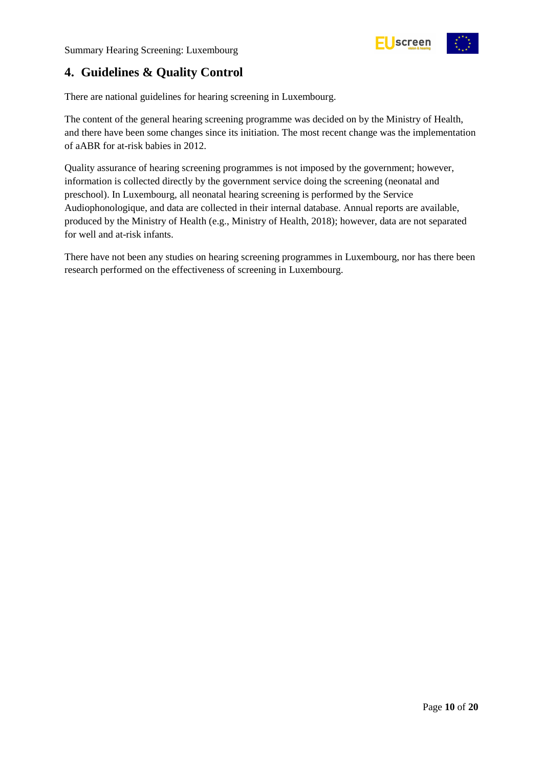## 4. Guidelines & Quality Control

There are national guidelines for hearing screening in Luxembourg.

The content of the general hearing screening programme was decided on by the Ministry of Health, and there have been some changes since its initiation. The most recent change was the implementation of aABR for at-risk babies in 2012.

Quality assurance of hearing screening programmes is not imposed by the government; however, information is collected directly by the government service doing the screening (neonatal and preschool). In Luxembourg, all neonatal hearing screening is performed by the Service Audiophonologique, and data are collected in their internal database. Annual reports are available, produced by the Ministry of Health (e.g., Ministry of Health, 2018); however, data are not separated for well and at-risk infants.

There have not been any studies on hearing screening programmes in Luxembourg, nor has there been research performed on the effectiveness of screening in Luxembourg.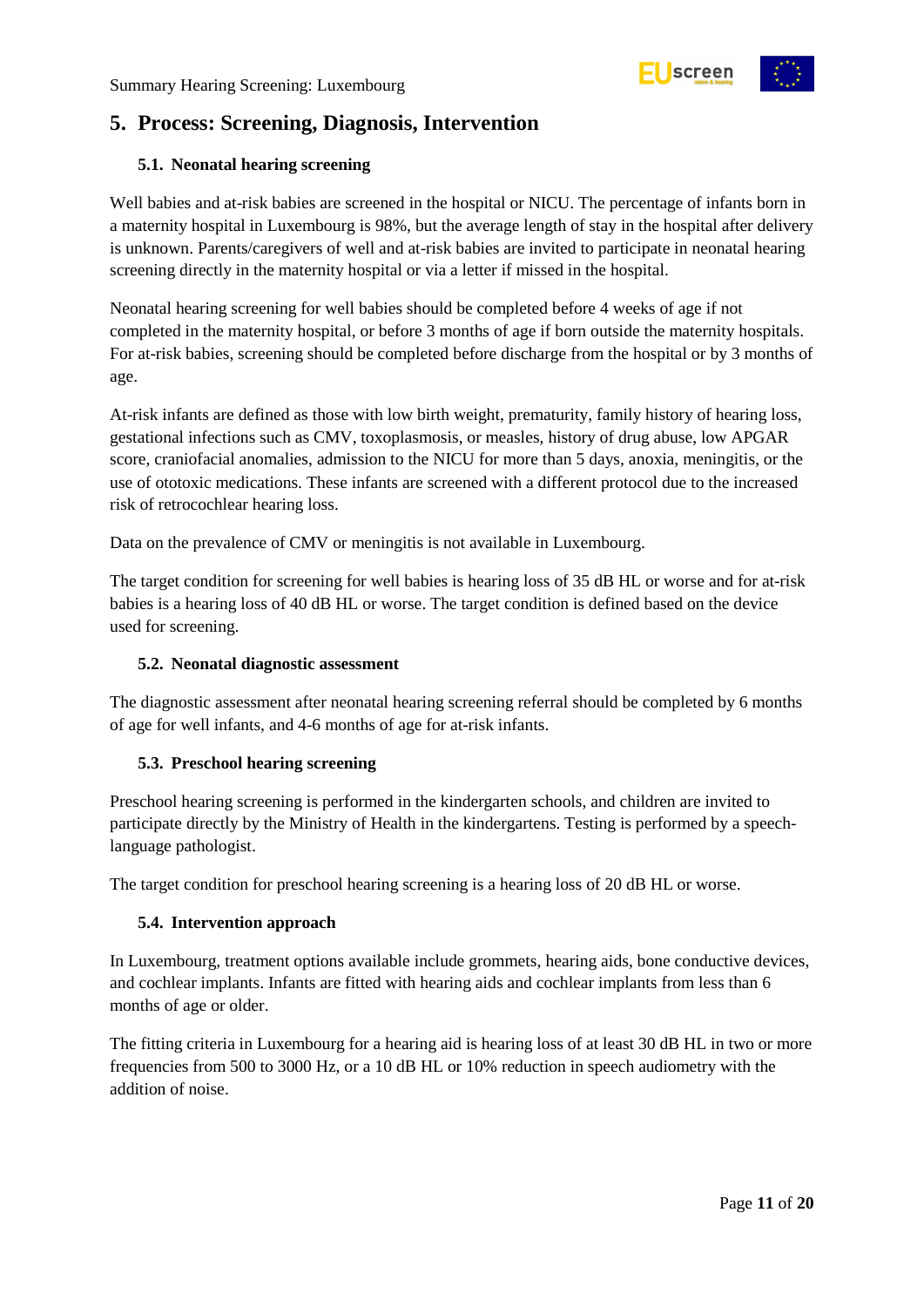# 5. Process: Screening, Diagnosis, Intervention

## 5.1. Neonatal hearing screening

Well babies and at-risk babies are screened in the hospital or NICU. The percentage of infants born in a maternity hospital in Luxembourg is 98%, but the average length of stay in the hospital after delivery is unknown. Parents/caregivers of well and at-risk babies are invited to participate in neonatal hearing screening directly in the maternity hospital or via a letter if missed in the hospital.

Neonatal hearing screening for well babies should be completed before 4 weeks of age if not completed in the maternity hospital, or before 3 months of age if born outside the maternity hospitals. For at-risk babies, screening should be completed before discharge from the hospital or by 3 months of age.

At-risk infants are defined as those with low birth weight, prematurity, family history of hearing loss, gestational infections such as CMV, toxoplasmosis, or measles, history of drug abuse, low APGAR score, craniofacial anomalies, admission to the NICU for more than 5 days, anoxia, meningitis, or the use of ototoxic medications. These infants are screened with a different protocol due to the increased risk of retrocochlear hearing loss.

Data on the prevalence of CMV or meningitis is not available in Luxembourg.

The target condition for screening for well babies is hearing loss of 35 dB HL or worse and for at-risk babies is a hearing loss of 40 dB HL or worse. The target condition is defined based on the device used for screening.

## 5.2. Neonatal diagnostic assessment

The diagnostic assessment after neonatal hearing screening referral should be completed by 6 months of age for well infants, and 4-6 months of age for at-risk infants.

## 5.3. Preschool hearing screening

Preschool hearing screening is performed in the kindergarten schools, and children are invited to participate directly by the Ministry of Health in the kindergartens. Testing is performed by a speech-language pathologist.

The target condition for preschool hearing screening is a hearing loss of 20 dB HL or worse.

## 5.4. Intervention approach

In Luxembourg, treatment options available include grommets, hearing aids, bone conductive devices, and cochlear implants. Infants are fitted with hearing aids and cochlear implants from less than 6 months of age or older.

The fitting criteria in Luxembourg for a hearing aid is hearing loss of at least 30 dB HL in two or more frequencies from 500 to 3000 Hz, or a 10 dB HL or 10% reduction in speech audiometry with the addition of noise.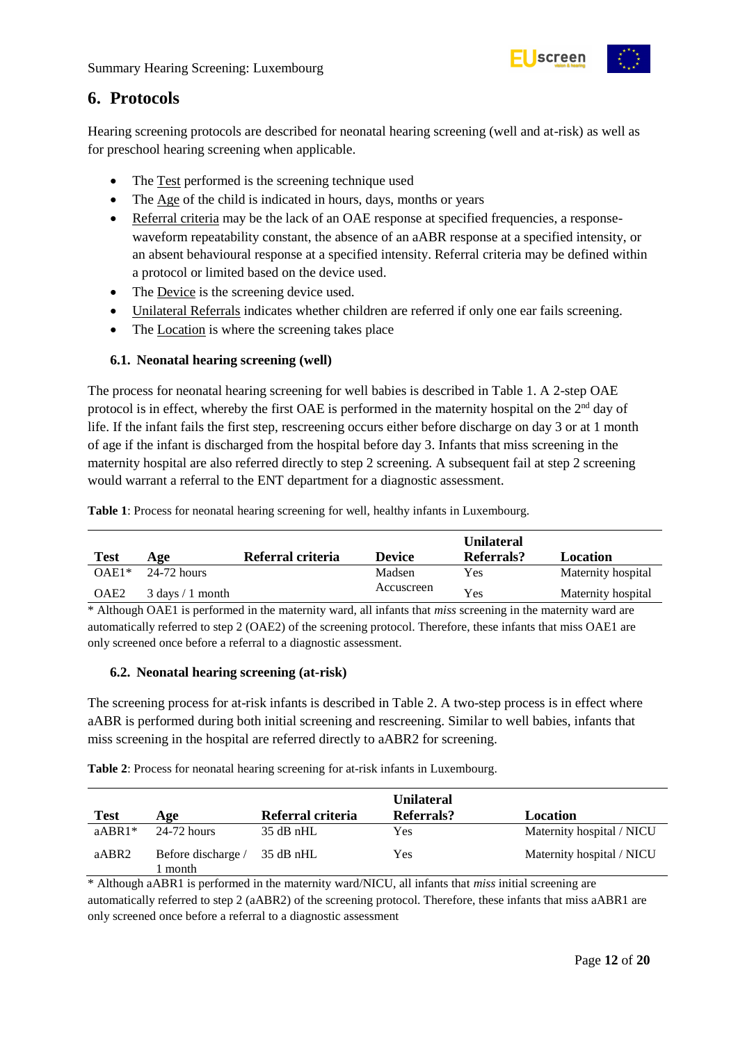## 6. Protocols

Hearing screening protocols are described for neonatal hearing screening (well and at-risk) as well as for preschool hearing screening when applicable.

- The Test performed is the screening technique used
- The Age of the child is indicated in hours, days, months or years
- Referral criteria may be the lack of an OAE response at specified frequencies, a response-waveform repeatability constant, the absence of an aABR response at a specified intensity, or an absent behavioural response at a specified intensity. Referral criteria may be defined within a protocol or limited based on the device used.
- The Device is the screening device used.
- Unilateral Referrals indicates whether children are referred if only one ear fails screening.
- The Location is where the screening takes place

### 6.1. Neonatal hearing screening (well)

The process for neonatal hearing screening for well babies is described in Table 1. A 2-step OAE protocol is in effect, whereby the first OAE is performed in the maternity hospital on the 2nd day of life. If the infant fails the first step, rescreening occurs either before discharge on day 3 or at 1 month of age if the infant is discharged from the hospital before day 3. Infants that miss screening in the maternity hospital are also referred directly to step 2 screening. A subsequent fail at step 2 screening would warrant a referral to the ENT department for a diagnostic assessment.

**Table 1**: Process for neonatal hearing screening for well, healthy infants in Luxembourg.

| Test | Age | Referral criteria | Device | Unilateral Referrals? | Location |
|---|---|---|---|---|---|
| OAE1* | 24-72 hours | | Madsen Accuscreen | Yes | Maternity hospital |
| OAE2 | 3 days / 1 month | | | Yes | Maternity hospital |

* Although OAE1 is performed in the maternity ward, all infants that *miss* screening in the maternity ward are automatically referred to step 2 (OAE2) of the screening protocol. Therefore, these infants that miss OAE1 are only screened once before a referral to a diagnostic assessment.

### 6.2. Neonatal hearing screening (at-risk)

The screening process for at-risk infants is described in Table 2. A two-step process is in effect where aABR is performed during both initial screening and rescreening. Similar to well babies, infants that miss screening in the hospital are referred directly to aABR2 for screening.

**Table 2**: Process for neonatal hearing screening for at-risk infants in Luxembourg.

| Test | Age | Referral criteria | Unilateral Referrals? | Location |
|---|---|---|---|---|
| aABR1* | 24-72 hours | 35 dB nHL | Yes | Maternity hospital / NICU |
| aABR2 | Before discharge / 1 month | 35 dB nHL | Yes | Maternity hospital / NICU |

* Although aABR1 is performed in the maternity ward/NICU, all infants that *miss* initial screening are automatically referred to step 2 (aABR2) of the screening protocol. Therefore, these infants that miss aABR1 are only screened once before a referral to a diagnostic assessment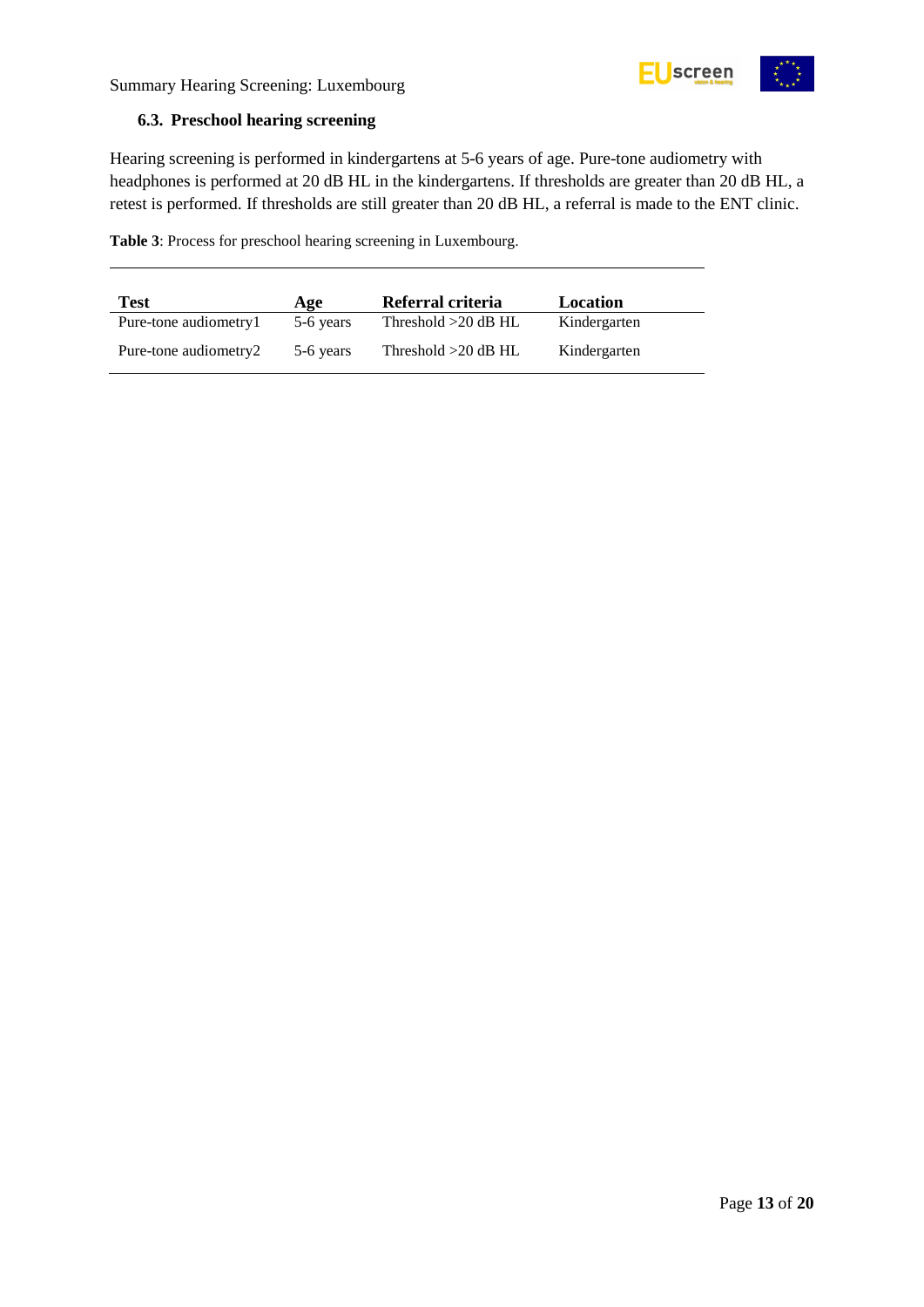### 6.3. Preschool hearing screening

Hearing screening is performed in kindergartens at 5-6 years of age. Pure-tone audiometry with headphones is performed at 20 dB HL in the kindergartens. If thresholds are greater than 20 dB HL, a retest is performed. If thresholds are still greater than 20 dB HL, a referral is made to the ENT clinic.

**Table 3**: Process for preschool hearing screening in Luxembourg.

| Test | Age | Referral criteria | Location |
|---|---|---|---|
| Pure-tone audiometry1 | 5-6 years | Threshold >20 dB HL | Kindergarten |
| Pure-tone audiometry2 | 5-6 years | Threshold >20 dB HL | Kindergarten |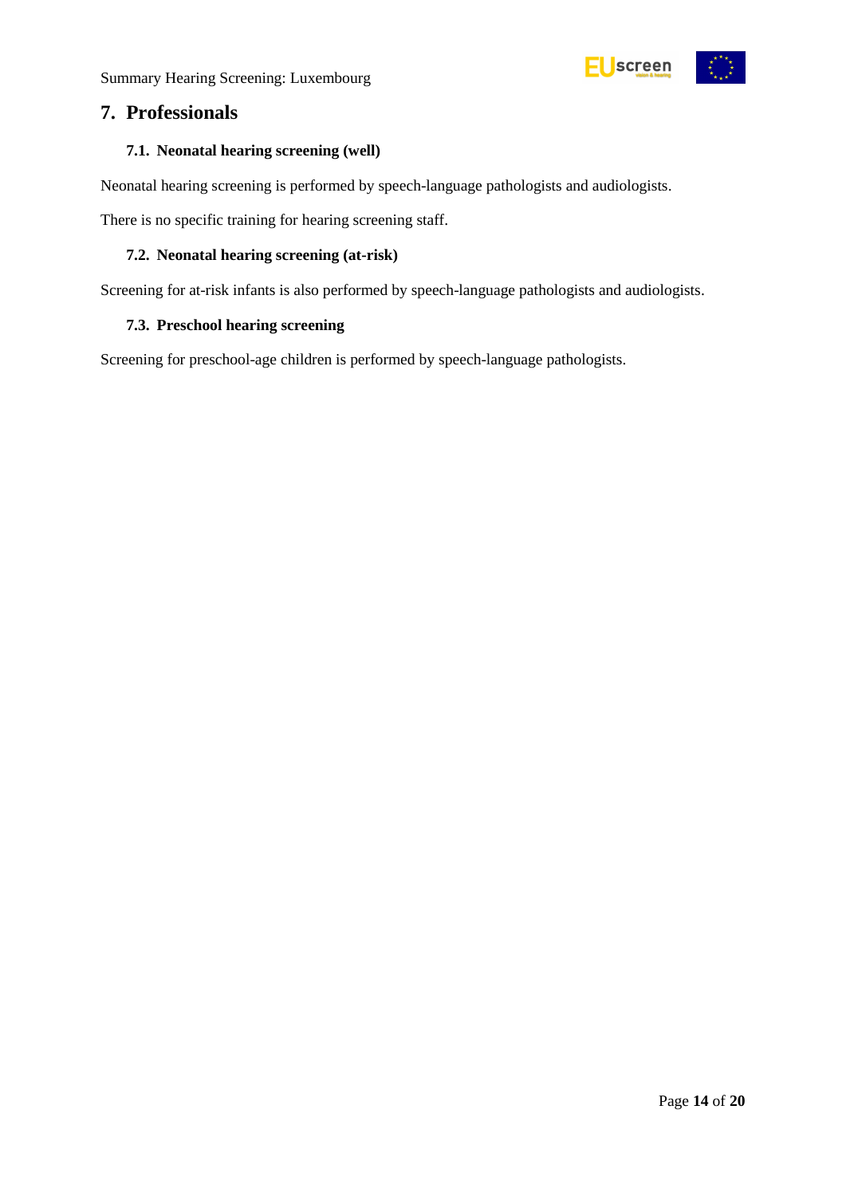## 7. Professionals

### 7.1. Neonatal hearing screening (well)

Neonatal hearing screening is performed by speech-language pathologists and audiologists.

There is no specific training for hearing screening staff.

### 7.2. Neonatal hearing screening (at-risk)

Screening for at-risk infants is also performed by speech-language pathologists and audiologists.

### 7.3. Preschool hearing screening

Screening for preschool-age children is performed by speech-language pathologists.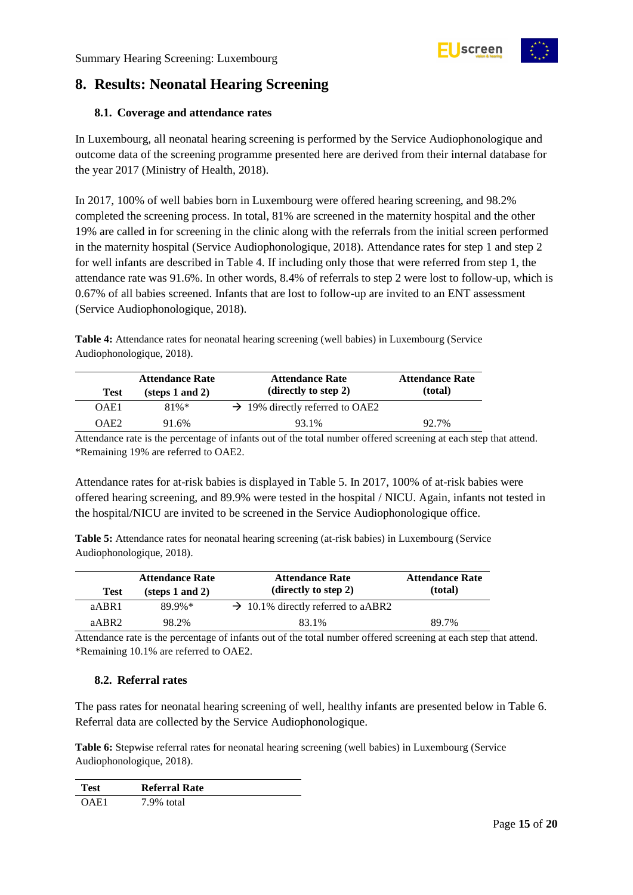## 8. Results: Neonatal Hearing Screening

### 8.1. Coverage and attendance rates

In Luxembourg, all neonatal hearing screening is performed by the Service Audiophonologique and outcome data of the screening programme presented here are derived from their internal database for the year 2017 (Ministry of Health, 2018).

In 2017, 100% of well babies born in Luxembourg were offered hearing screening, and 98.2% completed the screening process. In total, 81% are screened in the maternity hospital and the other 19% are called in for screening in the clinic along with the referrals from the initial screen performed in the maternity hospital (Service Audiophonologique, 2018). Attendance rates for step 1 and step 2 for well infants are described in Table 4. If including only those that were referred from step 1, the attendance rate was 91.6%. In other words, 8.4% of referrals to step 2 were lost to follow-up, which is 0.67% of all babies screened. Infants that are lost to follow-up are invited to an ENT assessment (Service Audiophonologique, 2018).

**Table 4:** Attendance rates for neonatal hearing screening (well babies) in Luxembourg (Service Audiophonologique, 2018).

| Test | Attendance Rate (steps 1 and 2) | Attendance Rate (directly to step 2) | Attendance Rate (total) |
|---|---|---|---|
| OAE1 | 81%* | → 19% directly referred to OAE2 | |
| OAE2 | 91.6% | 93.1% | 92.7% |

Attendance rate is the percentage of infants out of the total number offered screening at each step that attend.
*Remaining 19% are referred to OAE2.

Attendance rates for at-risk babies is displayed in Table 5. In 2017, 100% of at-risk babies were offered hearing screening, and 89.9% were tested in the hospital / NICU. Again, infants not tested in the hospital/NICU are invited to be screened in the Service Audiophonologique office.

**Table 5:** Attendance rates for neonatal hearing screening (at-risk babies) in Luxembourg (Service Audiophonologique, 2018).

| Test | Attendance Rate (steps 1 and 2) | Attendance Rate (directly to step 2) | Attendance Rate (total) |
|---|---|---|---|
| aABR1 | 89.9%* | → 10.1% directly referred to aABR2 | |
| aABR2 | 98.2% | 83.1% | 89.7% |

Attendance rate is the percentage of infants out of the total number offered screening at each step that attend.
*Remaining 10.1% are referred to OAE2.

### 8.2. Referral rates

The pass rates for neonatal hearing screening of well, healthy infants are presented below in Table 6. Referral data are collected by the Service Audiophonologique.

**Table 6:** Stepwise referral rates for neonatal hearing screening (well babies) in Luxembourg (Service Audiophonologique, 2018).

| Test | Referral Rate |
|---|---|
| OAE1 | 7.9% total |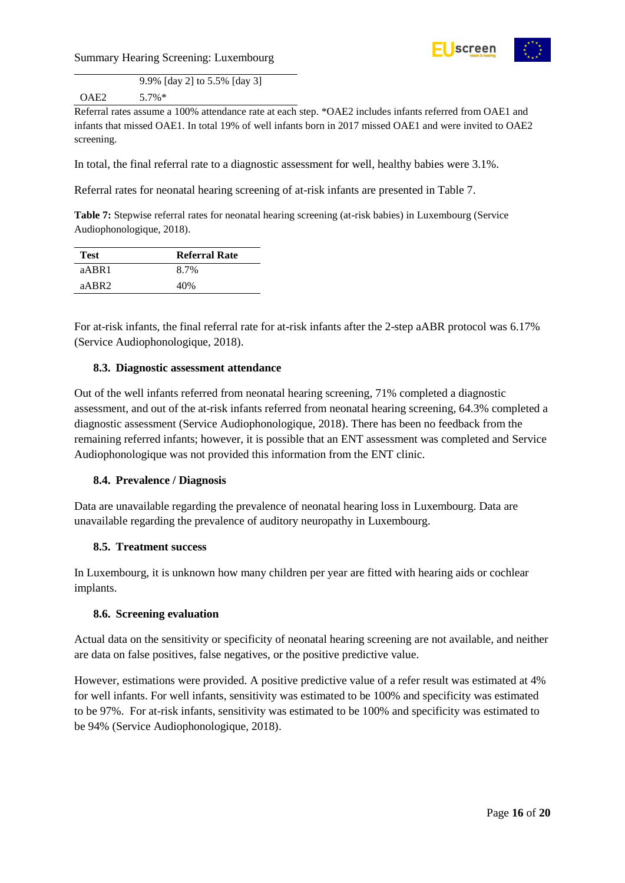| | |
|---|---|
| | 9.9% [day 2] to 5.5% [day 3] |
| OAE2 | 5.7%* |

Referral rates assume a 100% attendance rate at each step. *OAE2 includes infants referred from OAE1 and infants that missed OAE1. In total 19% of well infants born in 2017 missed OAE1 and were invited to OAE2 screening.

In total, the final referral rate to a diagnostic assessment for well, healthy babies were 3.1%.

Referral rates for neonatal hearing screening of at-risk infants are presented in Table 7.

**Table 7:** Stepwise referral rates for neonatal hearing screening (at-risk babies) in Luxembourg (Service Audiophonologique, 2018).

| Test | Referral Rate |
|---|---|
| aABR1 | 8.7% |
| aABR2 | 40% |

For at-risk infants, the final referral rate for at-risk infants after the 2-step aABR protocol was 6.17% (Service Audiophonologique, 2018).

### 8.3. Diagnostic assessment attendance

Out of the well infants referred from neonatal hearing screening, 71% completed a diagnostic assessment, and out of the at-risk infants referred from neonatal hearing screening, 64.3% completed a diagnostic assessment (Service Audiophonologique, 2018). There has been no feedback from the remaining referred infants; however, it is possible that an ENT assessment was completed and Service Audiophonologique was not provided this information from the ENT clinic.

### 8.4. Prevalence / Diagnosis

Data are unavailable regarding the prevalence of neonatal hearing loss in Luxembourg. Data are unavailable regarding the prevalence of auditory neuropathy in Luxembourg.

### 8.5. Treatment success

In Luxembourg, it is unknown how many children per year are fitted with hearing aids or cochlear implants.

### 8.6. Screening evaluation

Actual data on the sensitivity or specificity of neonatal hearing screening are not available, and neither are data on false positives, false negatives, or the positive predictive value.

However, estimations were provided. A positive predictive value of a refer result was estimated at 4% for well infants. For well infants, sensitivity was estimated to be 100% and specificity was estimated to be 97%. For at-risk infants, sensitivity was estimated to be 100% and specificity was estimated to be 94% (Service Audiophonologique, 2018).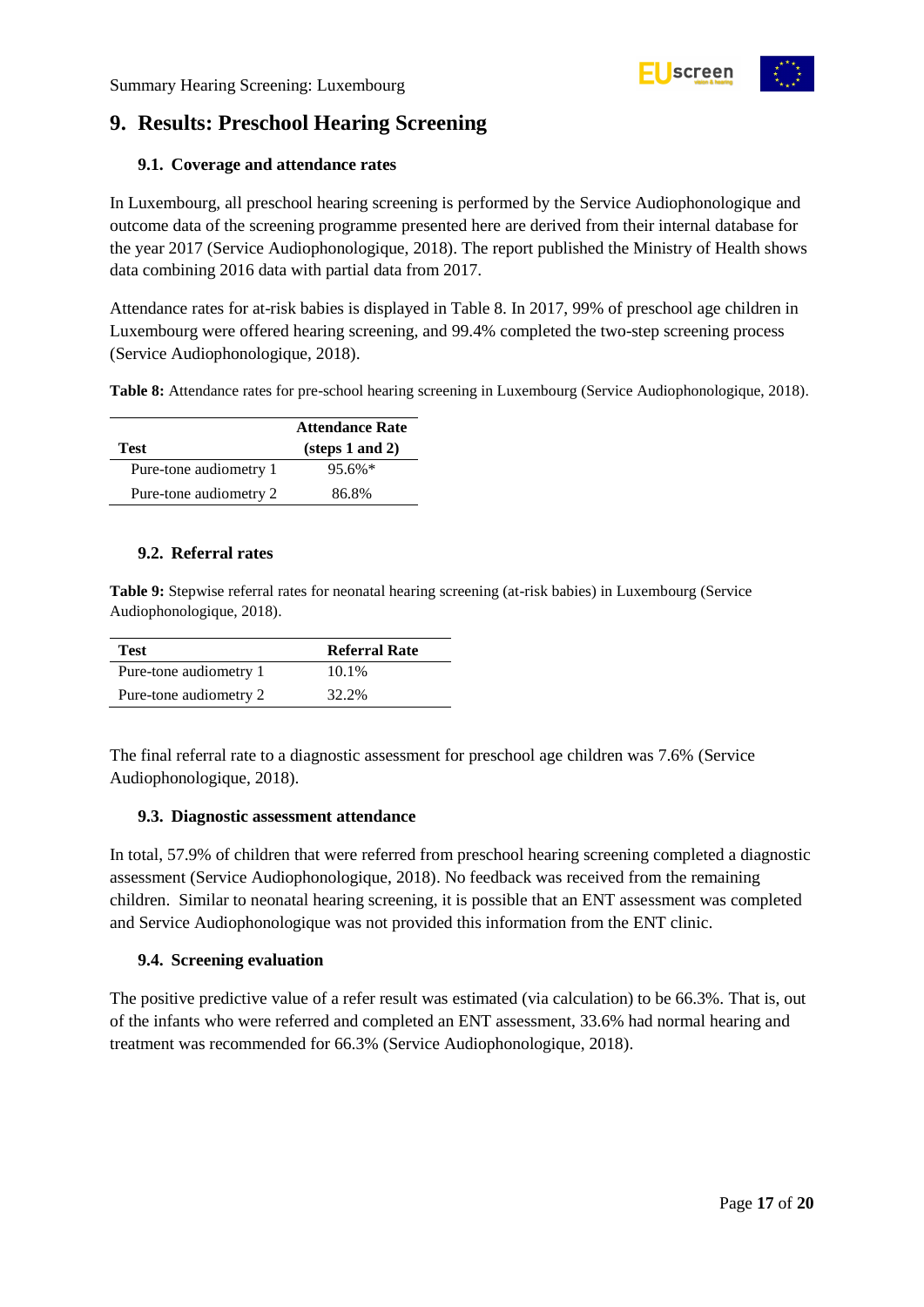# 9. Results: Preschool Hearing Screening

## 9.1. Coverage and attendance rates

In Luxembourg, all preschool hearing screening is performed by the Service Audiophonologique and outcome data of the screening programme presented here are derived from their internal database for the year 2017 (Service Audiophonologique, 2018). The report published the Ministry of Health shows data combining 2016 data with partial data from 2017.

Attendance rates for at-risk babies is displayed in Table 8. In 2017, 99% of preschool age children in Luxembourg were offered hearing screening, and 99.4% completed the two-step screening process (Service Audiophonologique, 2018).

**Table 8:** Attendance rates for pre-school hearing screening in Luxembourg (Service Audiophonologique, 2018).

| Test | Attendance Rate (steps 1 and 2) |
|---|---|
| Pure-tone audiometry 1 | 95.6%* |
| Pure-tone audiometry 2 | 86.8% |

## 9.2. Referral rates

**Table 9:** Stepwise referral rates for neonatal hearing screening (at-risk babies) in Luxembourg (Service Audiophonologique, 2018).

| Test | Referral Rate |
|---|---|
| Pure-tone audiometry 1 | 10.1% |
| Pure-tone audiometry 2 | 32.2% |

The final referral rate to a diagnostic assessment for preschool age children was 7.6% (Service Audiophonologique, 2018).

## 9.3. Diagnostic assessment attendance

In total, 57.9% of children that were referred from preschool hearing screening completed a diagnostic assessment (Service Audiophonologique, 2018). No feedback was received from the remaining children. Similar to neonatal hearing screening, it is possible that an ENT assessment was completed and Service Audiophonologique was not provided this information from the ENT clinic.

## 9.4. Screening evaluation

The positive predictive value of a refer result was estimated (via calculation) to be 66.3%. That is, out of the infants who were referred and completed an ENT assessment, 33.6% had normal hearing and treatment was recommended for 66.3% (Service Audiophonologique, 2018).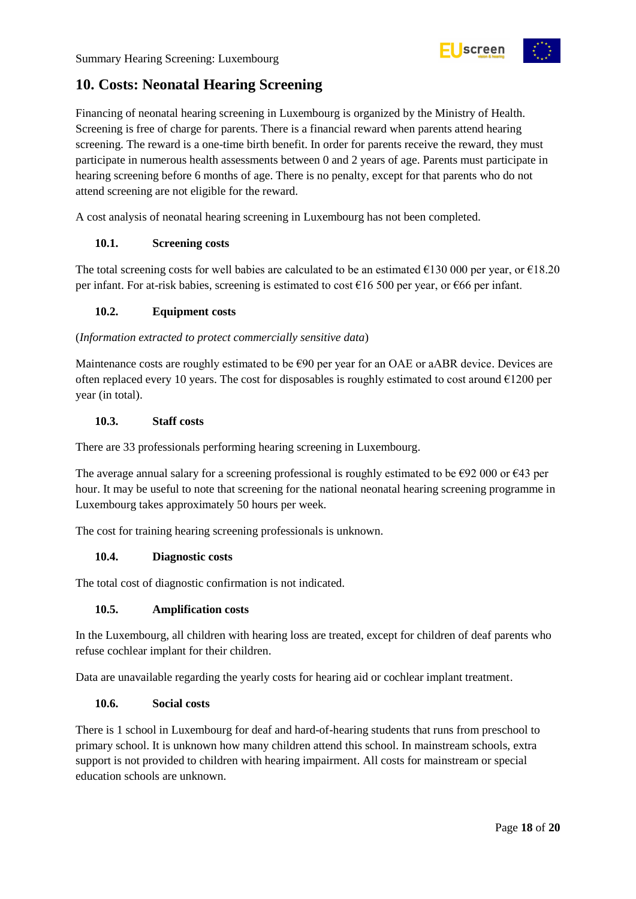# 10. Costs: Neonatal Hearing Screening

Financing of neonatal hearing screening in Luxembourg is organized by the Ministry of Health. Screening is free of charge for parents. There is a financial reward when parents attend hearing screening. The reward is a one-time birth benefit. In order for parents receive the reward, they must participate in numerous health assessments between 0 and 2 years of age. Parents must participate in hearing screening before 6 months of age. There is no penalty, except for that parents who do not attend screening are not eligible for the reward.

A cost analysis of neonatal hearing screening in Luxembourg has not been completed.

## 10.1. Screening costs

The total screening costs for well babies are calculated to be an estimated €130 000 per year, or €18.20 per infant. For at-risk babies, screening is estimated to cost €16 500 per year, or €66 per infant.

## 10.2. Equipment costs

(*Information extracted to protect commercially sensitive data*)

Maintenance costs are roughly estimated to be €90 per year for an OAE or aABR device. Devices are often replaced every 10 years. The cost for disposables is roughly estimated to cost around €1200 per year (in total).

## 10.3. Staff costs

There are 33 professionals performing hearing screening in Luxembourg.

The average annual salary for a screening professional is roughly estimated to be €92 000 or €43 per hour. It may be useful to note that screening for the national neonatal hearing screening programme in Luxembourg takes approximately 50 hours per week.

The cost for training hearing screening professionals is unknown.

## 10.4. Diagnostic costs

The total cost of diagnostic confirmation is not indicated.

## 10.5. Amplification costs

In the Luxembourg, all children with hearing loss are treated, except for children of deaf parents who refuse cochlear implant for their children.

Data are unavailable regarding the yearly costs for hearing aid or cochlear implant treatment.

## 10.6. Social costs

There is 1 school in Luxembourg for deaf and hard-of-hearing students that runs from preschool to primary school. It is unknown how many children attend this school. In mainstream schools, extra support is not provided to children with hearing impairment. All costs for mainstream or special education schools are unknown.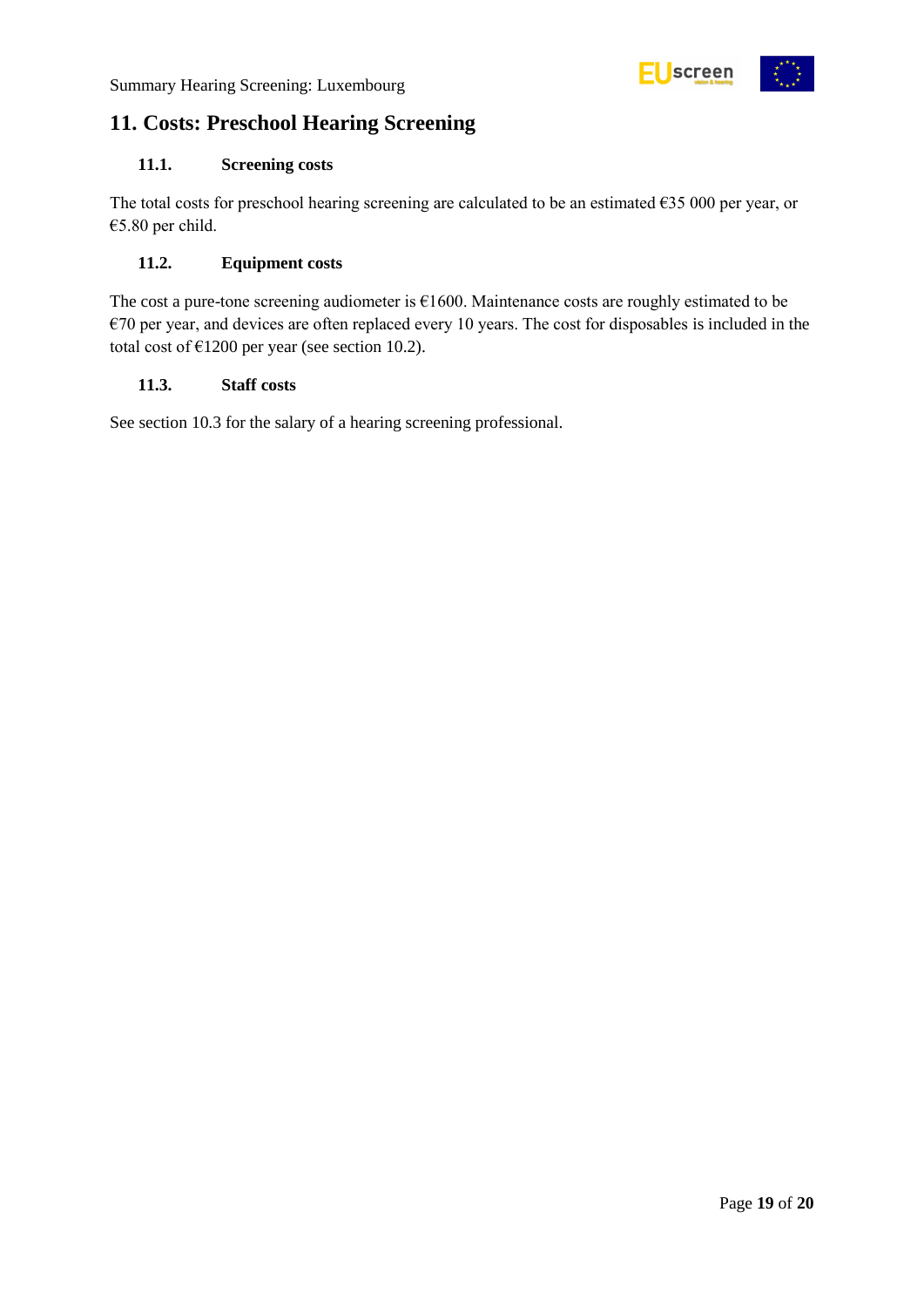# 11. Costs: Preschool Hearing Screening

## 11.1. Screening costs

The total costs for preschool hearing screening are calculated to be an estimated €35 000 per year, or €5.80 per child.

## 11.2. Equipment costs

The cost a pure-tone screening audiometer is €1600. Maintenance costs are roughly estimated to be €70 per year, and devices are often replaced every 10 years. The cost for disposables is included in the total cost of €1200 per year (see section 10.2).

## 11.3. Staff costs

See section 10.3 for the salary of a hearing screening professional.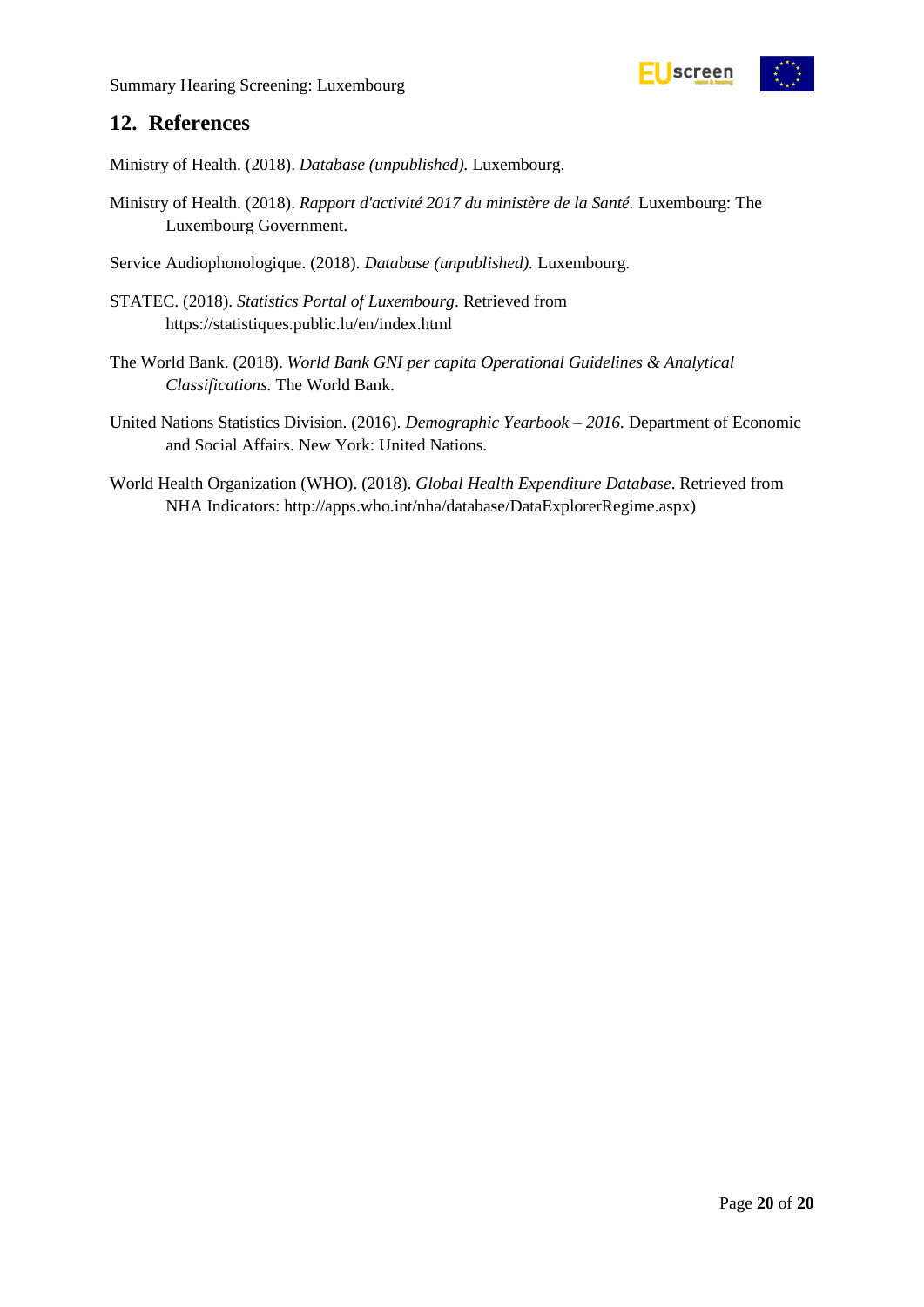## 12. References

Ministry of Health. (2018). *Database (unpublished).* Luxembourg.

Ministry of Health. (2018). *Rapport d'activité 2017 du ministère de la Santé.* Luxembourg: The Luxembourg Government.

Service Audiophonologique. (2018). *Database (unpublished).* Luxembourg.

STATEC. (2018). *Statistics Portal of Luxembourg*. Retrieved from https://statistiques.public.lu/en/index.html

The World Bank. (2018). *World Bank GNI per capita Operational Guidelines & Analytical Classifications.* The World Bank.

United Nations Statistics Division. (2016). *Demographic Yearbook – 2016.* Department of Economic and Social Affairs. New York: United Nations.

World Health Organization (WHO). (2018). *Global Health Expenditure Database*. Retrieved from NHA Indicators: http://apps.who.int/nha/database/DataExplorerRegime.aspx)